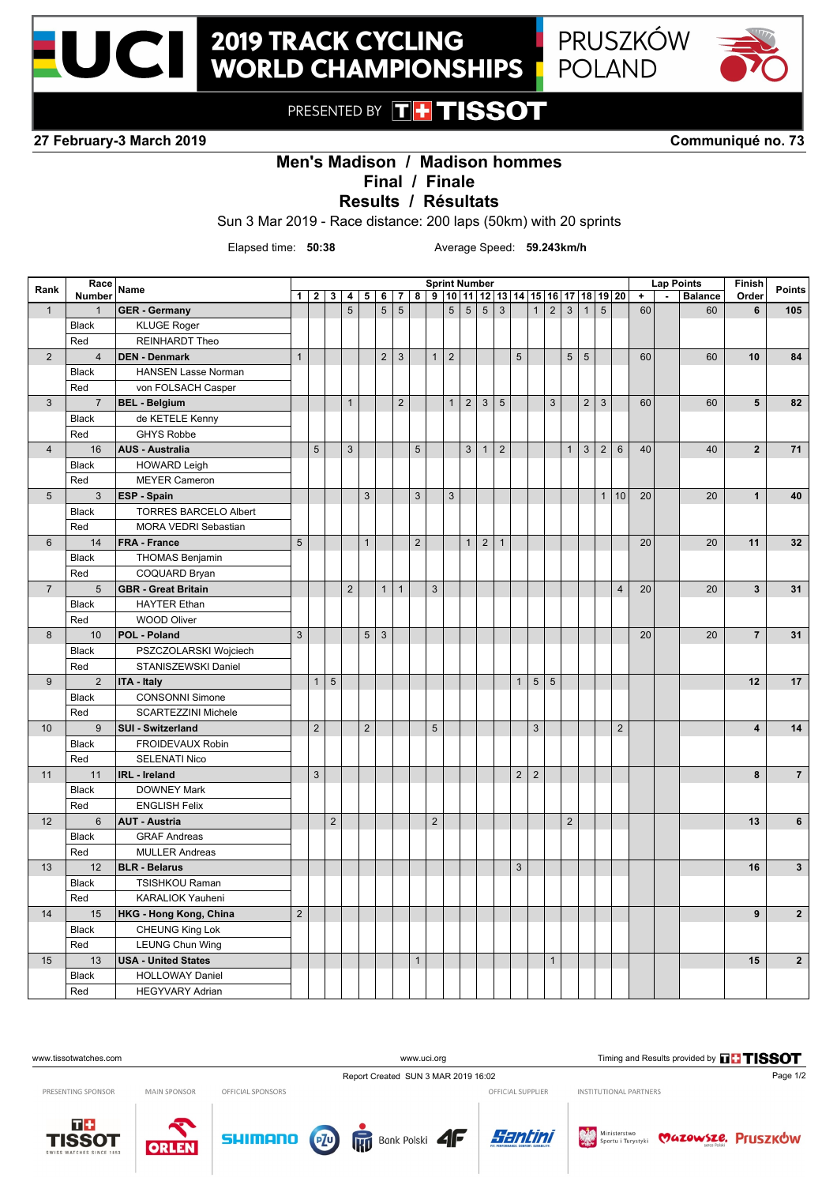# 2019 TRACK CYCLING WORLD CHAMPIONSHIPS

PRUSZKÓW POLAND

PRESENTED BY TISSOT

**27 February-3 March 2019** — **Communiqué no. 73**

## Men's Madison / Madison hommes
## Final / Finale
## Results / Résultats

Sun 3 Mar 2019 - Race distance: 200 laps (50km) with 20 sprints

Elapsed time: **50:38** Average Speed: **59.243km/h**

| Rank | Race Number | Name | Sprint Number 1 | 2 | 3 | 4 | 5 | 6 | 7 | 8 | 9 | 10 | 11 | 12 | 13 | 14 | 15 | 16 | 17 | 18 | 19 | 20 | Lap Points + | - | Balance | Finish Order | Points |
|---|---|---|---|---|---|---|---|---|---|---|---|---|---|---|---|---|---|---|---|---|---|---|---|---|---|---|---|
| 1 | 1 | **GER - Germany** | | | | 5 | | 5 | 5 | | | 5 | 5 | 5 | 3 | | 1 | 2 | 3 | 1 | 5 | | 60 | | 60 | **6** | **105** |
| | Black | KLUGE Roger | | | | | | | | | | | | | | | | | | | | | | | | | |
| | Red | REINHARDT Theo | | | | | | | | | | | | | | | | | | | | | | | | | |
| 2 | 4 | **DEN - Denmark** | 1 | | | | | 2 | 3 | | 1 | 2 | | | | 5 | | | 5 | 5 | | | 60 | | 60 | **10** | **84** |
| | Black | HANSEN Lasse Norman | | | | | | | | | | | | | | | | | | | | | | | | | |
| | Red | von FOLSACH Casper | | | | | | | | | | | | | | | | | | | | | | | | | |
| 3 | 7 | **BEL - Belgium** | | | | 1 | | | 2 | | | 1 | 2 | 3 | 5 | | | 3 | | 2 | 3 | | 60 | | 60 | **5** | **82** |
| | Black | de KETELE Kenny | | | | | | | | | | | | | | | | | | | | | | | | | |
| | Red | GHYS Robbe | | | | | | | | | | | | | | | | | | | | | | | | | |
| 4 | 16 | **AUS - Australia** | | 5 | | 3 | | | | 5 | | | 3 | 1 | 2 | | | | 1 | 3 | 2 | 6 | 40 | | 40 | **2** | **71** |
| | Black | HOWARD Leigh | | | | | | | | | | | | | | | | | | | | | | | | | |
| | Red | MEYER Cameron | | | | | | | | | | | | | | | | | | | | | | | | | |
| 5 | 3 | **ESP - Spain** | | | | | 3 | | | 3 | | 3 | | | | | | | | | 1 | 10 | 20 | | 20 | **1** | **40** |
| | Black | TORRES BARCELO Albert | | | | | | | | | | | | | | | | | | | | | | | | | |
| | Red | MORA VEDRI Sebastian | | | | | | | | | | | | | | | | | | | | | | | | | |
| 6 | 14 | **FRA - France** | 5 | | | | 1 | | | 2 | | | 1 | 2 | 1 | | | | | | | | 20 | | 20 | **11** | **32** |
| | Black | THOMAS Benjamin | | | | | | | | | | | | | | | | | | | | | | | | | |
| | Red | COQUARD Bryan | | | | | | | | | | | | | | | | | | | | | | | | | |
| 7 | 5 | **GBR - Great Britain** | | | | 2 | | 1 | 1 | | 3 | | | | | | | | | | | 4 | 20 | | 20 | **3** | **31** |
| | Black | HAYTER Ethan | | | | | | | | | | | | | | | | | | | | | | | | | |
| | Red | WOOD Oliver | | | | | | | | | | | | | | | | | | | | | | | | | |
| 8 | 10 | **POL - Poland** | 3 | | | | 5 | 3 | | | | | | | | | | | | | | | 20 | | 20 | **7** | **31** |
| | Black | PSZCZOLARSKI Wojciech | | | | | | | | | | | | | | | | | | | | | | | | | |
| | Red | STANISZEWSKI Daniel | | | | | | | | | | | | | | | | | | | | | | | | | |
| 9 | 2 | **ITA - Italy** | | 1 | 5 | | | | | | | | | | | 1 | 5 | 5 | | | | | | | | **12** | **17** |
| | Black | CONSONNI Simone | | | | | | | | | | | | | | | | | | | | | | | | | |
| | Red | SCARTEZZINI Michele | | | | | | | | | | | | | | | | | | | | | | | | | |
| 10 | 9 | **SUI - Switzerland** | | 2 | | | 2 | | | | 5 | | | | | | 3 | | | | | 2 | | | | **4** | **14** |
| | Black | FROIDEVAUX Robin | | | | | | | | | | | | | | | | | | | | | | | | | |
| | Red | SELENATI Nico | | | | | | | | | | | | | | | | | | | | | | | | | |
| 11 | 11 | **IRL - Ireland** | | 3 | | | | | | | | | | | | 2 | 2 | | | | | | | | | **8** | **7** |
| | Black | DOWNEY Mark | | | | | | | | | | | | | | | | | | | | | | | | | |
| | Red | ENGLISH Felix | | | | | | | | | | | | | | | | | | | | | | | | | |
| 12 | 6 | **AUT - Austria** | | | 2 | | | | | | 2 | | | | | | | | 2 | | | | | | | **13** | **6** |
| | Black | GRAF Andreas | | | | | | | | | | | | | | | | | | | | | | | | | |
| | Red | MULLER Andreas | | | | | | | | | | | | | | | | | | | | | | | | | |
| 13 | 12 | **BLR - Belarus** | | | | | | | | | | | | | | 3 | | | | | | | | | | **16** | **3** |
| | Black | TSISHKOU Raman | | | | | | | | | | | | | | | | | | | | | | | | | |
| | Red | KARALIOK Yauheni | | | | | | | | | | | | | | | | | | | | | | | | | |
| 14 | 15 | **HKG - Hong Kong, China** | 2 | | | | | | | | | | | | | | | | | | | | | | | **9** | **2** |
| | Black | CHEUNG King Lok | | | | | | | | | | | | | | | | | | | | | | | | | |
| | Red | LEUNG Chun Wing | | | | | | | | | | | | | | | | | | | | | | | | | |
| 15 | 13 | **USA - United States** | | | | | | | | 1 | | | | | | | | 1 | | | | | | | | **15** | **2** |
| | Black | HOLLOWAY Daniel | | | | | | | | | | | | | | | | | | | | | | | | | |
| | Red | HEGYVARY Adrian | | | | | | | | | | | | | | | | | | | | | | | | | |

www.tissotwatches.com — www.uci.org — Timing and Results provided by TISSOT

Report Created SUN 3 MAR 2019 16:02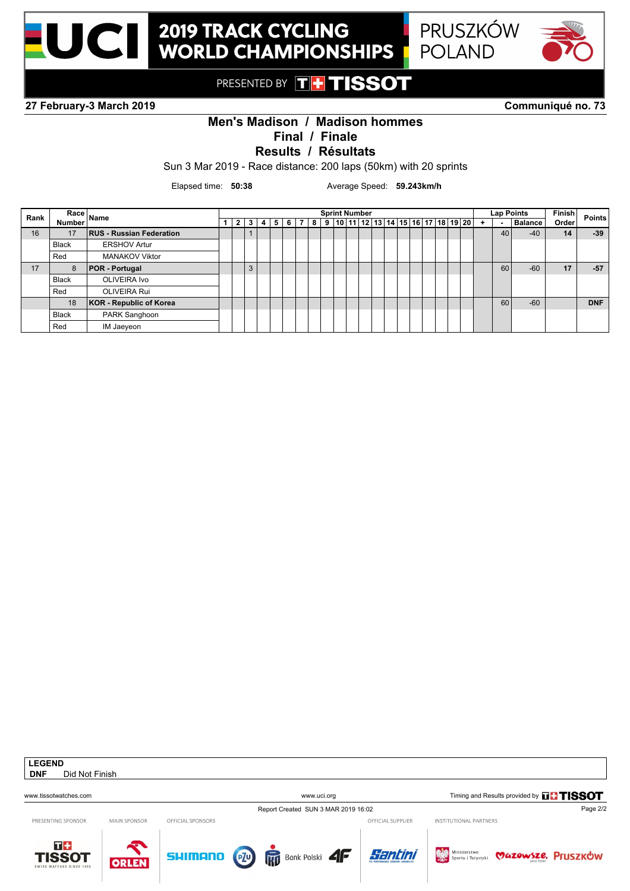27 February-3 March 2019

Communiqué no. 73

## Men's Madison / Madison hommes
### Final / Finale
### Results / Résultats

Sun 3 Mar 2019 - Race distance: 200 laps (50km) with 20 sprints

Elapsed time: **50:38**    Average Speed: **59.243km/h**

| Rank | Race Number | Name | Sprint Number | | | | | | | | | | | | | | | | | | | | Lap Points | | | Finish Order | Points |
|---|---|---|---|---|---|---|---|---|---|---|---|---|---|---|---|---|---|---|---|---|---|---|---|---|---|---|---|
| | | | 1 | 2 | 3 | 4 | 5 | 6 | 7 | 8 | 9 | 10 | 11 | 12 | 13 | 14 | 15 | 16 | 17 | 18 | 19 | 20 | + | - | Balance | | |
| 16 | 17 | **RUS - Russian Federation** | | | 1 | | | | | | | | | | | | | | | | | | | 40 | -40 | **14** | **-39** |
| | Black | ERSHOV Artur | | | | | | | | | | | | | | | | | | | | | | | | | |
| | Red | MANAKOV Viktor | | | | | | | | | | | | | | | | | | | | | | | | | |
| 17 | 8 | **POR - Portugal** | | | 3 | | | | | | | | | | | | | | | | | | | 60 | -60 | **17** | **-57** |
| | Black | OLIVEIRA Ivo | | | | | | | | | | | | | | | | | | | | | | | | | |
| | Red | OLIVEIRA Rui | | | | | | | | | | | | | | | | | | | | | | | | | |
| | 18 | **KOR - Republic of Korea** | | | | | | | | | | | | | | | | | | | | | | 60 | -60 | | **DNF** |
| | Black | PARK Sanghoon | | | | | | | | | | | | | | | | | | | | | | | | | |
| | Red | IM Jaeyeon | | | | | | | | | | | | | | | | | | | | | | | | | |

**LEGEND**

**DNF** Did Not Finish

www.tissotwatches.com www.uci.org Timing and Results provided by TISSOT

Report Created SUN 3 MAR 2019 16:02